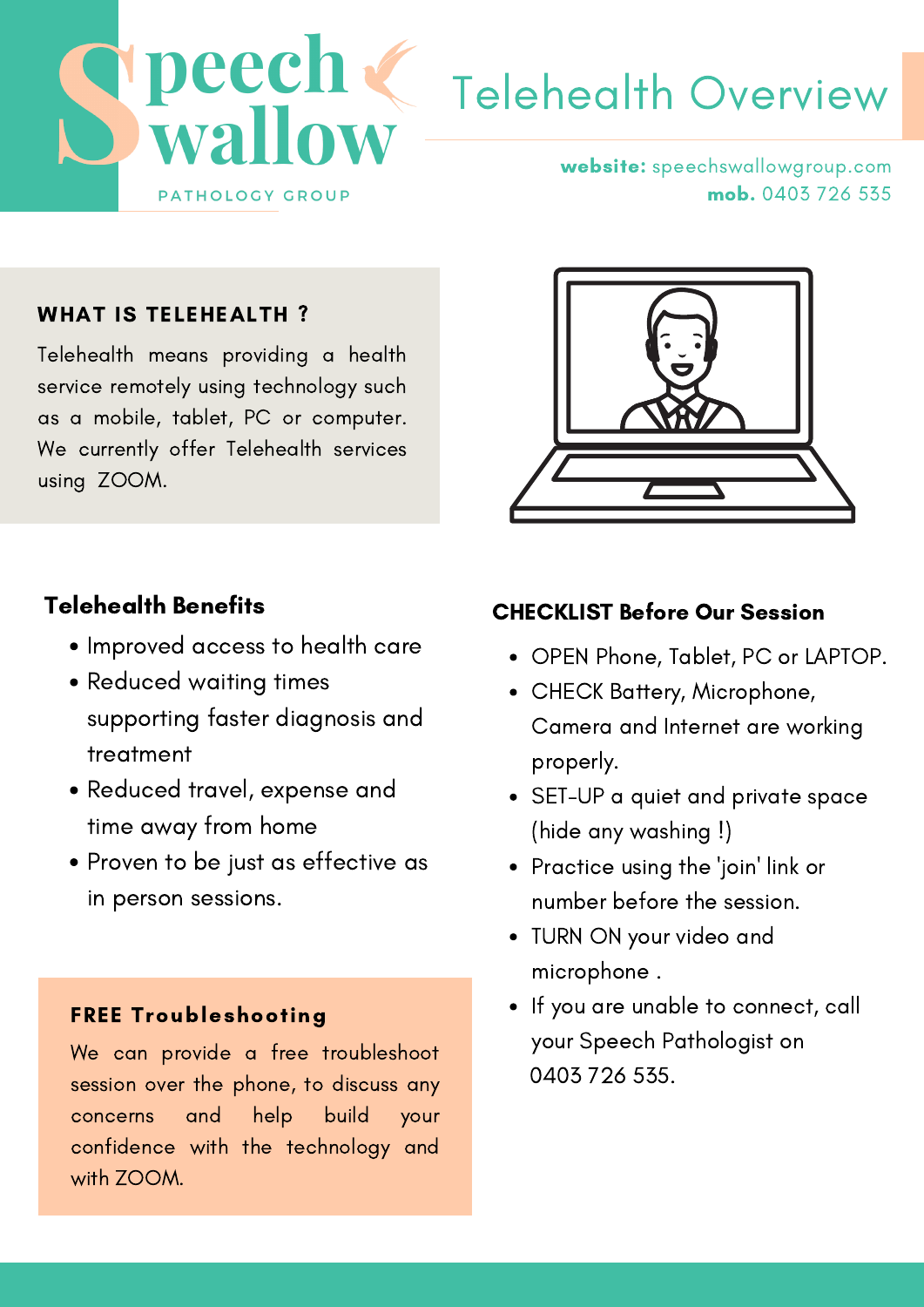# Speech Swallow

PATHOLOGY GROUP

# Telehealth Overview

**website:** speechswallowgroup.com
**mob.** 0403 726 535

## WHAT IS TELEHEALTH ?

Telehealth means providing a health service remotely using technology such as a mobile, tablet, PC or computer. We currently offer Telehealth services using ZOOM.

## Telehealth Benefits

- Improved access to health care
- Reduced waiting times supporting faster diagnosis and treatment
- Reduced travel, expense and time away from home
- Proven to be just as effective as in person sessions.

## FREE Troubleshooting

We can provide a free troubleshoot session over the phone, to discuss any concerns and help build your confidence with the technology and with ZOOM.

## CHECKLIST Before Our Session

- OPEN Phone, Tablet, PC or LAPTOP.
- CHECK Battery, Microphone, Camera and Internet are working properly.
- SET-UP a quiet and private space (hide any washing !)
- Practice using the 'join' link or number before the session.
- TURN ON your video and microphone .
- If you are unable to connect, call your Speech Pathologist on 0403 726 535.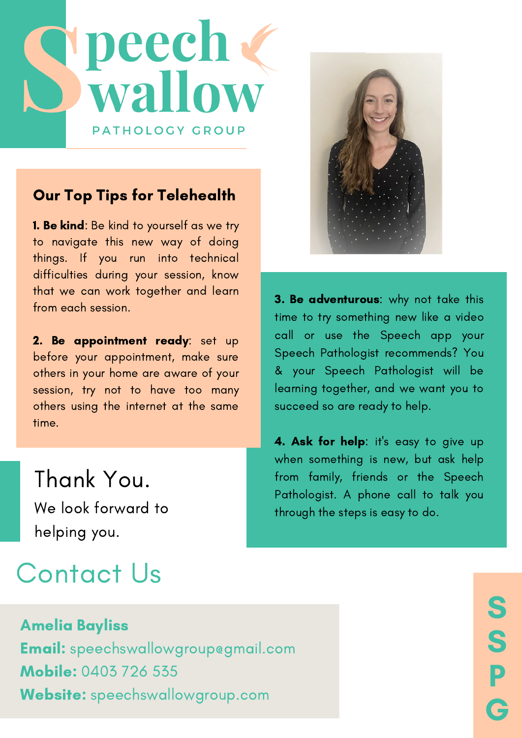# Speech Swallow

PATHOLOGY GROUP

## Our Top Tips for Telehealth

**1. Be kind**: Be kind to yourself as we try to navigate this new way of doing things. If you run into technical difficulties during your session, know that we can work together and learn from each session.

**2. Be appointment ready**: set up before your appointment, make sure others in your home are aware of your session, try not to have too many others using the internet at the same time.

**3. Be adventurous**: why not take this time to try something new like a video call or use the Speech app your Speech Pathologist recommends? You & your Speech Pathologist will be learning together, and we want you to succeed so are ready to help.

**4. Ask for help**: it's easy to give up when something is new, but ask help from family, friends or the Speech Pathologist. A phone call to talk you through the steps is easy to do.

## Thank You.

We look forward to helping you.

## Contact Us

**Amelia Bayliss**
**Email:** speechswallowgroup@gmail.com
**Mobile:** 0403 726 535
**Website:** speechswallowgroup.com

SSPG